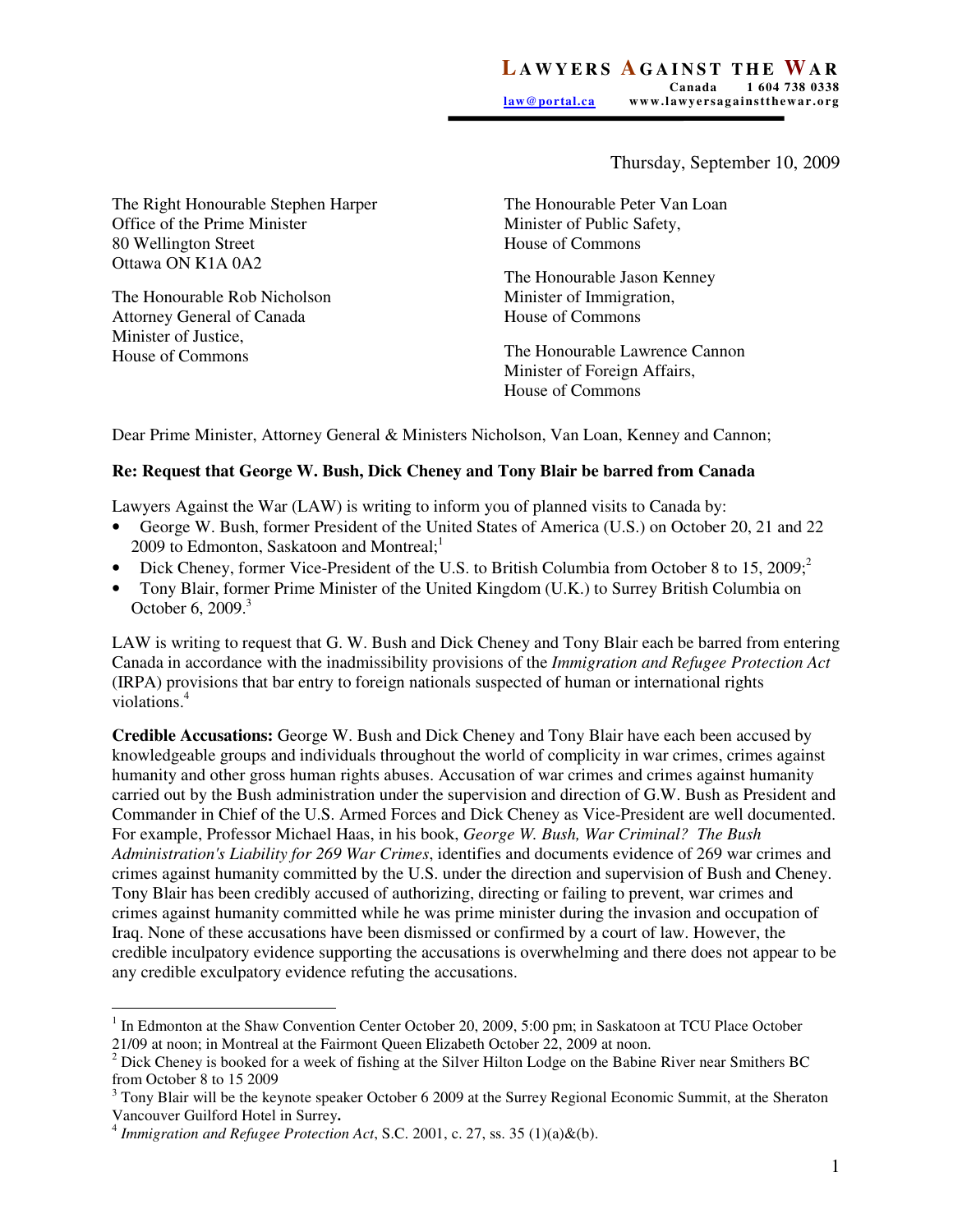**LAWYERS AGAINST THE WAR**
Canada 1 604 738 0338
law@portal.ca www.lawyersagainstthewar.org

Thursday, September 10, 2009

The Right Honourable Stephen Harper
Office of the Prime Minister
80 Wellington Street
Ottawa ON K1A 0A2

The Honourable Rob Nicholson
Attorney General of Canada
Minister of Justice,
House of Commons

The Honourable Peter Van Loan
Minister of Public Safety,
House of Commons

The Honourable Jason Kenney
Minister of Immigration,
House of Commons

The Honourable Lawrence Cannon
Minister of Foreign Affairs,
House of Commons

Dear Prime Minister, Attorney General & Ministers Nicholson, Van Loan, Kenney and Cannon;

**Re: Request that George W. Bush, Dick Cheney and Tony Blair be barred from Canada**

Lawyers Against the War (LAW) is writing to inform you of planned visits to Canada by:

- George W. Bush, former President of the United States of America (U.S.) on October 20, 21 and 22 2009 to Edmonton, Saskatoon and Montreal;[1]
- Dick Cheney, former Vice-President of the U.S. to British Columbia from October 8 to 15, 2009;[2]
- Tony Blair, former Prime Minister of the United Kingdom (U.K.) to Surrey British Columbia on October 6, 2009.[3]

LAW is writing to request that G. W. Bush and Dick Cheney and Tony Blair each be barred from entering Canada in accordance with the inadmissibility provisions of the *Immigration and Refugee Protection Act* (IRPA) provisions that bar entry to foreign nationals suspected of human or international rights violations.[4]

**Credible Accusations:** George W. Bush and Dick Cheney and Tony Blair have each been accused by knowledgeable groups and individuals throughout the world of complicity in war crimes, crimes against humanity and other gross human rights abuses. Accusation of war crimes and crimes against humanity carried out by the Bush administration under the supervision and direction of G.W. Bush as President and Commander in Chief of the U.S. Armed Forces and Dick Cheney as Vice-President are well documented. For example, Professor Michael Haas, in his book, *George W. Bush, War Criminal? The Bush Administration's Liability for 269 War Crimes*, identifies and documents evidence of 269 war crimes and crimes against humanity committed by the U.S. under the direction and supervision of Bush and Cheney. Tony Blair has been credibly accused of authorizing, directing or failing to prevent, war crimes and crimes against humanity committed while he was prime minister during the invasion and occupation of Iraq. None of these accusations have been dismissed or confirmed by a court of law. However, the credible inculpatory evidence supporting the accusations is overwhelming and there does not appear to be any credible exculpatory evidence refuting the accusations.

---

[1] In Edmonton at the Shaw Convention Center October 20, 2009, 5:00 pm; in Saskatoon at TCU Place October 21/09 at noon; in Montreal at the Fairmont Queen Elizabeth October 22, 2009 at noon.

[2] Dick Cheney is booked for a week of fishing at the Silver Hilton Lodge on the Babine River near Smithers BC from October 8 to 15 2009

[3] Tony Blair will be the keynote speaker October 6 2009 at the Surrey Regional Economic Summit, at the Sheraton Vancouver Guilford Hotel in Surrey**.**

[4] *Immigration and Refugee Protection Act*, S.C. 2001, c. 27, ss. 35 (1)(a)&(b).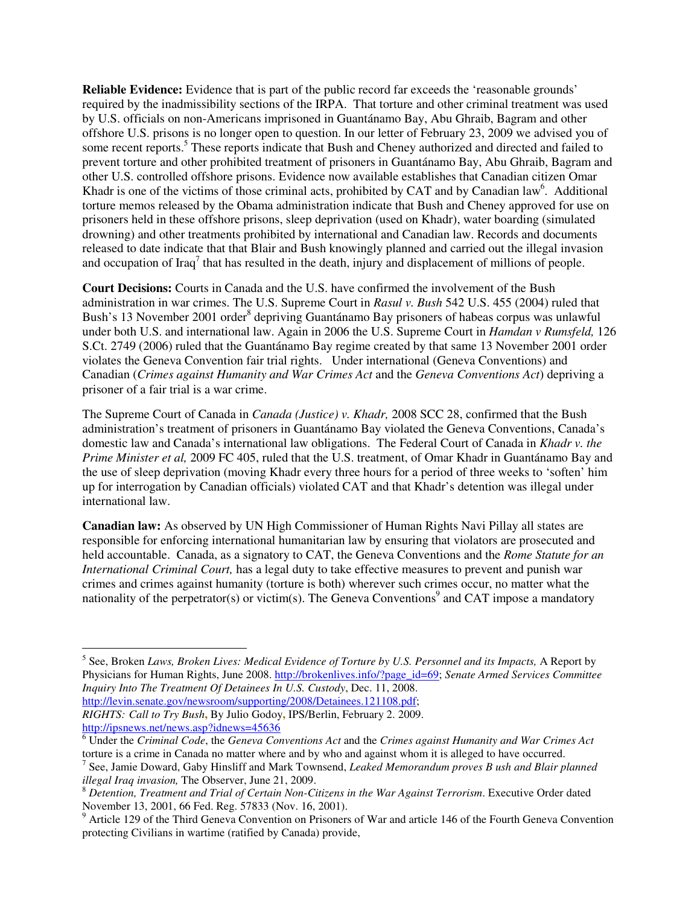**Reliable Evidence:** Evidence that is part of the public record far exceeds the 'reasonable grounds' required by the inadmissibility sections of the IRPA. That torture and other criminal treatment was used by U.S. officials on non-Americans imprisoned in Guantánamo Bay, Abu Ghraib, Bagram and other offshore U.S. prisons is no longer open to question. In our letter of February 23, 2009 we advised you of some recent reports.[5] These reports indicate that Bush and Cheney authorized and directed and failed to prevent torture and other prohibited treatment of prisoners in Guantánamo Bay, Abu Ghraib, Bagram and other U.S. controlled offshore prisons. Evidence now available establishes that Canadian citizen Omar Khadr is one of the victims of those criminal acts, prohibited by CAT and by Canadian law[6]. Additional torture memos released by the Obama administration indicate that Bush and Cheney approved for use on prisoners held in these offshore prisons, sleep deprivation (used on Khadr), water boarding (simulated drowning) and other treatments prohibited by international and Canadian law. Records and documents released to date indicate that that Blair and Bush knowingly planned and carried out the illegal invasion and occupation of Iraq[7] that has resulted in the death, injury and displacement of millions of people.

**Court Decisions:** Courts in Canada and the U.S. have confirmed the involvement of the Bush administration in war crimes. The U.S. Supreme Court in *Rasul v. Bush* 542 U.S. 455 (2004) ruled that Bush's 13 November 2001 order[8] depriving Guantánamo Bay prisoners of habeas corpus was unlawful under both U.S. and international law. Again in 2006 the U.S. Supreme Court in *Hamdan v Rumsfeld,* 126 S.Ct. 2749 (2006) ruled that the Guantánamo Bay regime created by that same 13 November 2001 order violates the Geneva Convention fair trial rights. Under international (Geneva Conventions) and Canadian (*Crimes against Humanity and War Crimes Act* and the *Geneva Conventions Act*) depriving a prisoner of a fair trial is a war crime.

The Supreme Court of Canada in *Canada (Justice) v. Khadr,* 2008 SCC 28, confirmed that the Bush administration's treatment of prisoners in Guantánamo Bay violated the Geneva Conventions, Canada's domestic law and Canada's international law obligations. The Federal Court of Canada in *Khadr v. the Prime Minister et al,* 2009 FC 405, ruled that the U.S. treatment, of Omar Khadr in Guantánamo Bay and the use of sleep deprivation (moving Khadr every three hours for a period of three weeks to 'soften' him up for interrogation by Canadian officials) violated CAT and that Khadr's detention was illegal under international law.

**Canadian law:** As observed by UN High Commissioner of Human Rights Navi Pillay all states are responsible for enforcing international humanitarian law by ensuring that violators are prosecuted and held accountable. Canada, as a signatory to CAT, the Geneva Conventions and the *Rome Statute for an International Criminal Court,* has a legal duty to take effective measures to prevent and punish war crimes and crimes against humanity (torture is both) wherever such crimes occur, no matter what the nationality of the perpetrator(s) or victim(s). The Geneva Conventions[9] and CAT impose a mandatory

---

[5] See, Broken *Laws, Broken Lives: Medical Evidence of Torture by U.S. Personnel and its Impacts,* A Report by Physicians for Human Rights, June 2008. http://brokenlives.info/?page_id=69; *Senate Armed Services Committee Inquiry Into The Treatment Of Detainees In U.S. Custody*, Dec. 11, 2008. http://levin.senate.gov/newsroom/supporting/2008/Detainees.121108.pdf; *RIGHTS: Call to Try Bush***,** By Julio Godoy**,** IPS/Berlin, February 2. 2009. http://ipsnews.net/news.asp?idnews=45636

[6] Under the *Criminal Code*, the *Geneva Conventions Act* and the *Crimes against Humanity and War Crimes Act* torture is a crime in Canada no matter where and by who and against whom it is alleged to have occurred.

[7] See, Jamie Doward, Gaby Hinsliff and Mark Townsend, *Leaked Memorandum proves B ush and Blair planned illegal Iraq invasion,* The Observer, June 21, 2009.

[8] *Detention, Treatment and Trial of Certain Non-Citizens in the War Against Terrorism*. Executive Order dated November 13, 2001, 66 Fed. Reg. 57833 (Nov. 16, 2001).

[9] Article 129 of the Third Geneva Convention on Prisoners of War and article 146 of the Fourth Geneva Convention protecting Civilians in wartime (ratified by Canada) provide,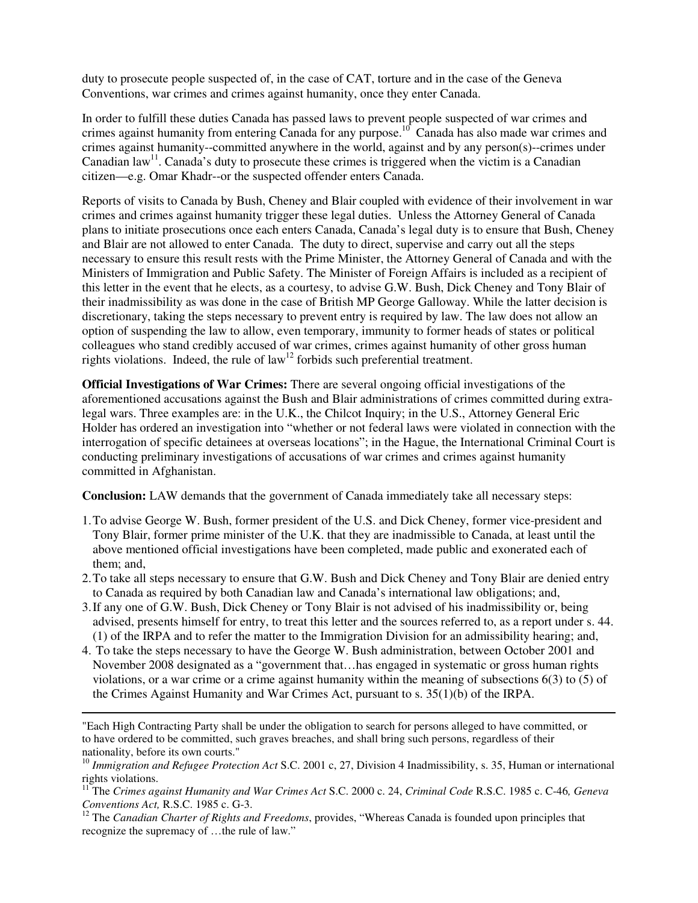duty to prosecute people suspected of, in the case of CAT, torture and in the case of the Geneva Conventions, war crimes and crimes against humanity, once they enter Canada.

In order to fulfill these duties Canada has passed laws to prevent people suspected of war crimes and crimes against humanity from entering Canada for any purpose.[10] Canada has also made war crimes and crimes against humanity--committed anywhere in the world, against and by any person(s)--crimes under Canadian law[11]. Canada's duty to prosecute these crimes is triggered when the victim is a Canadian citizen—e.g. Omar Khadr--or the suspected offender enters Canada.

Reports of visits to Canada by Bush, Cheney and Blair coupled with evidence of their involvement in war crimes and crimes against humanity trigger these legal duties. Unless the Attorney General of Canada plans to initiate prosecutions once each enters Canada, Canada's legal duty is to ensure that Bush, Cheney and Blair are not allowed to enter Canada. The duty to direct, supervise and carry out all the steps necessary to ensure this result rests with the Prime Minister, the Attorney General of Canada and with the Ministers of Immigration and Public Safety. The Minister of Foreign Affairs is included as a recipient of this letter in the event that he elects, as a courtesy, to advise G.W. Bush, Dick Cheney and Tony Blair of their inadmissibility as was done in the case of British MP George Galloway. While the latter decision is discretionary, taking the steps necessary to prevent entry is required by law. The law does not allow an option of suspending the law to allow, even temporary, immunity to former heads of states or political colleagues who stand credibly accused of war crimes, crimes against humanity of other gross human rights violations. Indeed, the rule of law[12] forbids such preferential treatment.

**Official Investigations of War Crimes:** There are several ongoing official investigations of the aforementioned accusations against the Bush and Blair administrations of crimes committed during extra-legal wars. Three examples are: in the U.K., the Chilcot Inquiry; in the U.S., Attorney General Eric Holder has ordered an investigation into "whether or not federal laws were violated in connection with the interrogation of specific detainees at overseas locations"; in the Hague, the International Criminal Court is conducting preliminary investigations of accusations of war crimes and crimes against humanity committed in Afghanistan.

**Conclusion:** LAW demands that the government of Canada immediately take all necessary steps:

1. To advise George W. Bush, former president of the U.S. and Dick Cheney, former vice-president and Tony Blair, former prime minister of the U.K. that they are inadmissible to Canada, at least until the above mentioned official investigations have been completed, made public and exonerated each of them; and,
2. To take all steps necessary to ensure that G.W. Bush and Dick Cheney and Tony Blair are denied entry to Canada as required by both Canadian law and Canada's international law obligations; and,
3. If any one of G.W. Bush, Dick Cheney or Tony Blair is not advised of his inadmissibility or, being advised, presents himself for entry, to treat this letter and the sources referred to, as a report under s. 44. (1) of the IRPA and to refer the matter to the Immigration Division for an admissibility hearing; and,
4. To take the steps necessary to have the George W. Bush administration, between October 2001 and November 2008 designated as a "government that…has engaged in systematic or gross human rights violations, or a war crime or a crime against humanity within the meaning of subsections 6(3) to (5) of the Crimes Against Humanity and War Crimes Act, pursuant to s. 35(1)(b) of the IRPA.

---

"Each High Contracting Party shall be under the obligation to search for persons alleged to have committed, or to have ordered to be committed, such graves breaches, and shall bring such persons, regardless of their nationality, before its own courts."

[10] *Immigration and Refugee Protection Act* S.C. 2001 c, 27, Division 4 Inadmissibility, s. 35, Human or international rights violations.

[11] The *Crimes against Humanity and War Crimes Act* S.C. 2000 c. 24, *Criminal Code* R.S.C. 1985 c. C-46*, Geneva Conventions Act,* R.S.C. 1985 c. G-3.

[12] The *Canadian Charter of Rights and Freedoms*, provides, "Whereas Canada is founded upon principles that recognize the supremacy of …the rule of law."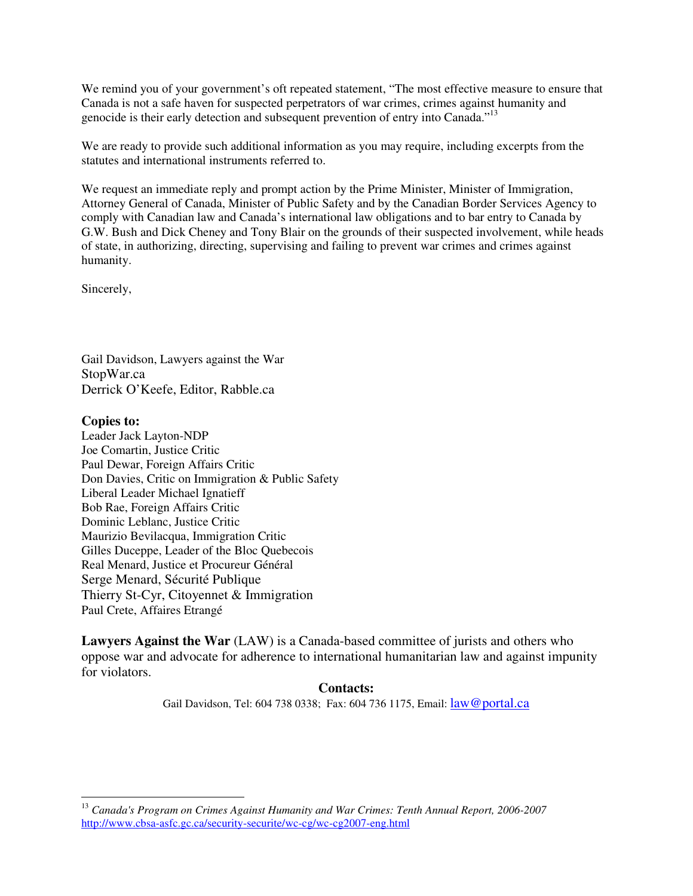We remind you of your government's oft repeated statement, "The most effective measure to ensure that Canada is not a safe haven for suspected perpetrators of war crimes, crimes against humanity and genocide is their early detection and subsequent prevention of entry into Canada."[13]

We are ready to provide such additional information as you may require, including excerpts from the statutes and international instruments referred to.

We request an immediate reply and prompt action by the Prime Minister, Minister of Immigration, Attorney General of Canada, Minister of Public Safety and by the Canadian Border Services Agency to comply with Canadian law and Canada's international law obligations and to bar entry to Canada by G.W. Bush and Dick Cheney and Tony Blair on the grounds of their suspected involvement, while heads of state, in authorizing, directing, supervising and failing to prevent war crimes and crimes against humanity.

Sincerely,

Gail Davidson, Lawyers against the War
StopWar.ca
Derrick O'Keefe, Editor, Rabble.ca

**Copies to:**
Leader Jack Layton-NDP
Joe Comartin, Justice Critic
Paul Dewar, Foreign Affairs Critic
Don Davies, Critic on Immigration & Public Safety
Liberal Leader Michael Ignatieff
Bob Rae, Foreign Affairs Critic
Dominic Leblanc, Justice Critic
Maurizio Bevilacqua, Immigration Critic
Gilles Duceppe, Leader of the Bloc Quebecois
Real Menard, Justice et Procureur Général
Serge Menard, Sécurité Publique
Thierry St-Cyr, Citoyennet & Immigration
Paul Crete, Affaires Etrangé

**Lawyers Against the War** (LAW) is a Canada-based committee of jurists and others who oppose war and advocate for adherence to international humanitarian law and against impunity for violators.

**Contacts:**
Gail Davidson, Tel: 604 738 0338; Fax: 604 736 1175, Email: law@portal.ca

---

[13] *Canada's Program on Crimes Against Humanity and War Crimes: Tenth Annual Report, 2006-2007* http://www.cbsa-asfc.gc.ca/security-securite/wc-cg/wc-cg2007-eng.html